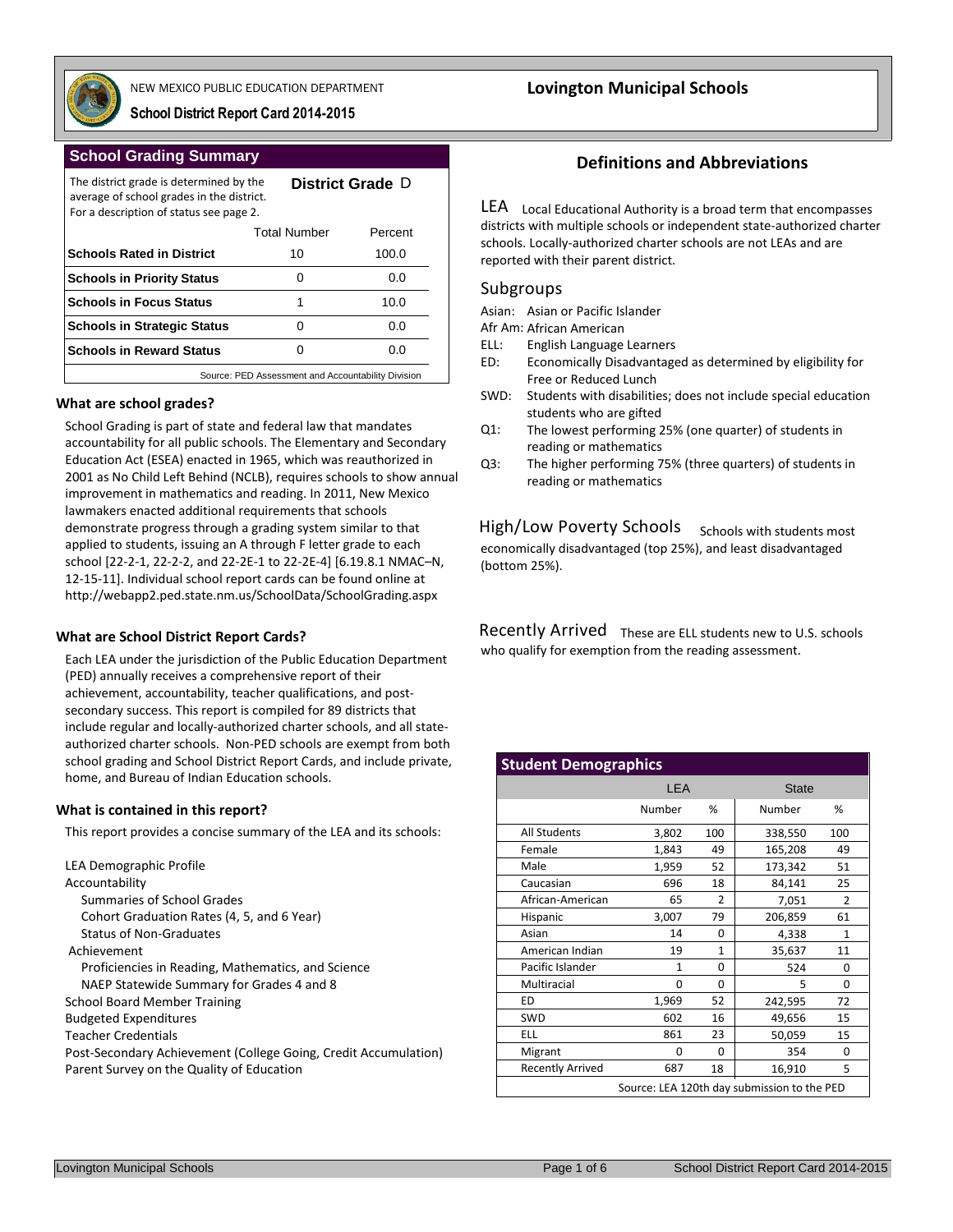NEW MEXICO PUBLIC EDUCATION DEPARTMENT

**School District Report Card 2014-2015**

# Lovington Municipal Schools

## School Grading Summary

The district grade is determined by the average of school grades in the district. For a description of status see page 2.

**District Grade** D

| | Total Number | Percent |
|---|---|---|
| **Schools Rated in District** | 10 | 100.0 |
| **Schools in Priority Status** | 0 | 0.0 |
| **Schools in Focus Status** | 1 | 10.0 |
| **Schools in Strategic Status** | 0 | 0.0 |
| **Schools in Reward Status** | 0 | 0.0 |

Source: PED Assessment and Accountability Division

### What are school grades?

School Grading is part of state and federal law that mandates accountability for all public schools. The Elementary and Secondary Education Act (ESEA) enacted in 1965, which was reauthorized in 2001 as No Child Left Behind (NCLB), requires schools to show annual improvement in mathematics and reading. In 2011, New Mexico lawmakers enacted additional requirements that schools demonstrate progress through a grading system similar to that applied to students, issuing an A through F letter grade to each school [22-2-1, 22-2-2, and 22-2E-1 to 22-2E-4] [6.19.8.1 NMAC–N, 12-15-11]. Individual school report cards can be found online at http://webapp2.ped.state.nm.us/SchoolData/SchoolGrading.aspx

### What are School District Report Cards?

Each LEA under the jurisdiction of the Public Education Department (PED) annually receives a comprehensive report of their achievement, accountability, teacher qualifications, and post-secondary success. This report is compiled for 89 districts that include regular and locally-authorized charter schools, and all state-authorized charter schools. Non-PED schools are exempt from both school grading and School District Report Cards, and include private, home, and Bureau of Indian Education schools.

### What is contained in this report?

This report provides a concise summary of the LEA and its schools:

- LEA Demographic Profile
- Accountability
  - Summaries of School Grades
  - Cohort Graduation Rates (4, 5, and 6 Year)
  - Status of Non-Graduates
- Achievement
  - Proficiencies in Reading, Mathematics, and Science
  - NAEP Statewide Summary for Grades 4 and 8
- School Board Member Training
- Budgeted Expenditures
- Teacher Credentials
- Post-Secondary Achievement (College Going, Credit Accumulation)
- Parent Survey on the Quality of Education

## Definitions and Abbreviations

**LEA** Local Educational Authority is a broad term that encompasses districts with multiple schools or independent state-authorized charter schools. Locally-authorized charter schools are not LEAs and are reported with their parent district.

### Subgroups

- Asian: Asian or Pacific Islander
- Afr Am: African American
- ELL: English Language Learners
- ED: Economically Disadvantaged as determined by eligibility for Free or Reduced Lunch
- SWD: Students with disabilities; does not include special education students who are gifted
- Q1: The lowest performing 25% (one quarter) of students in reading or mathematics
- Q3: The higher performing 75% (three quarters) of students in reading or mathematics

**High/Low Poverty Schools** Schools with students most economically disadvantaged (top 25%), and least disadvantaged (bottom 25%).

**Recently Arrived** These are ELL students new to U.S. schools who qualify for exemption from the reading assessment.

## Student Demographics

| | LEA | | State | |
|---|---|---|---|---|
| | Number | % | Number | % |
| All Students | 3,802 | 100 | 338,550 | 100 |
| Female | 1,843 | 49 | 165,208 | 49 |
| Male | 1,959 | 52 | 173,342 | 51 |
| Caucasian | 696 | 18 | 84,141 | 25 |
| African-American | 65 | 2 | 7,051 | 2 |
| Hispanic | 3,007 | 79 | 206,859 | 61 |
| Asian | 14 | 0 | 4,338 | 1 |
| American Indian | 19 | 1 | 35,637 | 11 |
| Pacific Islander | 1 | 0 | 524 | 0 |
| Multiracial | 0 | 0 | 5 | 0 |
| ED | 1,969 | 52 | 242,595 | 72 |
| SWD | 602 | 16 | 49,656 | 15 |
| ELL | 861 | 23 | 50,059 | 15 |
| Migrant | 0 | 0 | 354 | 0 |
| Recently Arrived | 687 | 18 | 16,910 | 5 |

Source: LEA 120th day submission to the PED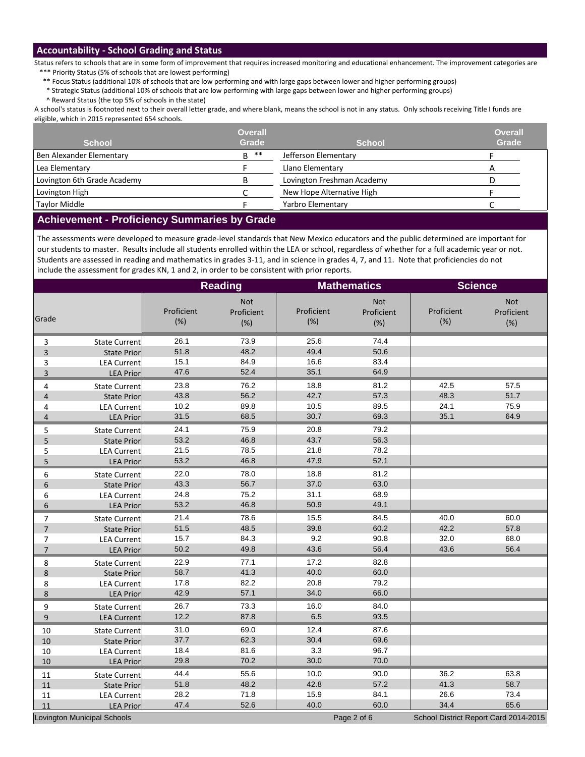## Accountability - School Grading and Status

Status refers to schools that are in some form of improvement that requires increased monitoring and educational enhancement. The improvement categories are

- *** Priority Status (5% of schools that are lowest performing)
- ** Focus Status (additional 10% of schools that are low performing and with large gaps between lower and higher performing groups)
- * Strategic Status (additional 10% of schools that are low performing with large gaps between lower and higher performing groups)
- ^ Reward Status (the top 5% of schools in the state)

A school's status is footnoted next to their overall letter grade, and where blank, means the school is not in any status. Only schools receiving Title I funds are eligible, which in 2015 represented 654 schools.

| School | Overall Grade | School | Overall Grade |
|---|---|---|---|
| Ben Alexander Elementary | B ** | Jefferson Elementary | F |
| Lea Elementary | F | Llano Elementary | A |
| Lovington 6th Grade Academy | B | Lovington Freshman Academy | D |
| Lovington High | C | New Hope Alternative High | F |
| Taylor Middle | F | Yarbro Elementary | C |

## Achievement - Proficiency Summaries by Grade

The assessments were developed to measure grade-level standards that New Mexico educators and the public determined are important for our students to master. Results include all students enrolled within the LEA or school, regardless of whether for a full academic year or not. Students are assessed in reading and mathematics in grades 3-11, and in science in grades 4, 7, and 11. Note that proficiencies do not include the assessment for grades KN, 1 and 2, in order to be consistent with prior reports.

| Grade | | Reading | | Mathematics | | Science | |
|---|---|---|---|---|---|---|---|
| | | Proficient (%) | Not Proficient (%) | Proficient (%) | Not Proficient (%) | Proficient (%) | Not Proficient (%) |
| 3 | State Current | 26.1 | 73.9 | 25.6 | 74.4 | | |
| 3 | State Prior | 51.8 | 48.2 | 49.4 | 50.6 | | |
| 3 | LEA Current | 15.1 | 84.9 | 16.6 | 83.4 | | |
| 3 | LEA Prior | 47.6 | 52.4 | 35.1 | 64.9 | | |
| 4 | State Current | 23.8 | 76.2 | 18.8 | 81.2 | 42.5 | 57.5 |
| 4 | State Prior | 43.8 | 56.2 | 42.7 | 57.3 | 48.3 | 51.7 |
| 4 | LEA Current | 10.2 | 89.8 | 10.5 | 89.5 | 24.1 | 75.9 |
| 4 | LEA Prior | 31.5 | 68.5 | 30.7 | 69.3 | 35.1 | 64.9 |
| 5 | State Current | 24.1 | 75.9 | 20.8 | 79.2 | | |
| 5 | State Prior | 53.2 | 46.8 | 43.7 | 56.3 | | |
| 5 | LEA Current | 21.5 | 78.5 | 21.8 | 78.2 | | |
| 5 | LEA Prior | 53.2 | 46.8 | 47.9 | 52.1 | | |
| 6 | State Current | 22.0 | 78.0 | 18.8 | 81.2 | | |
| 6 | State Prior | 43.3 | 56.7 | 37.0 | 63.0 | | |
| 6 | LEA Current | 24.8 | 75.2 | 31.1 | 68.9 | | |
| 6 | LEA Prior | 53.2 | 46.8 | 50.9 | 49.1 | | |
| 7 | State Current | 21.4 | 78.6 | 15.5 | 84.5 | 40.0 | 60.0 |
| 7 | State Prior | 51.5 | 48.5 | 39.8 | 60.2 | 42.2 | 57.8 |
| 7 | LEA Current | 15.7 | 84.3 | 9.2 | 90.8 | 32.0 | 68.0 |
| 7 | LEA Prior | 50.2 | 49.8 | 43.6 | 56.4 | 43.6 | 56.4 |
| 8 | State Current | 22.9 | 77.1 | 17.2 | 82.8 | | |
| 8 | State Prior | 58.7 | 41.3 | 40.0 | 60.0 | | |
| 8 | LEA Current | 17.8 | 82.2 | 20.8 | 79.2 | | |
| 8 | LEA Prior | 42.9 | 57.1 | 34.0 | 66.0 | | |
| 9 | State Current | 26.7 | 73.3 | 16.0 | 84.0 | | |
| 9 | LEA Current | 12.2 | 87.8 | 6.5 | 93.5 | | |
| 10 | State Current | 31.0 | 69.0 | 12.4 | 87.6 | | |
| 10 | State Prior | 37.7 | 62.3 | 30.4 | 69.6 | | |
| 10 | LEA Current | 18.4 | 81.6 | 3.3 | 96.7 | | |
| 10 | LEA Prior | 29.8 | 70.2 | 30.0 | 70.0 | | |
| 11 | State Current | 44.4 | 55.6 | 10.0 | 90.0 | 36.2 | 63.8 |
| 11 | State Prior | 51.8 | 48.2 | 42.8 | 57.2 | 41.3 | 58.7 |
| 11 | LEA Current | 28.2 | 71.8 | 15.9 | 84.1 | 26.6 | 73.4 |
| 11 | LEA Prior | 47.4 | 52.6 | 40.0 | 60.0 | 34.4 | 65.6 |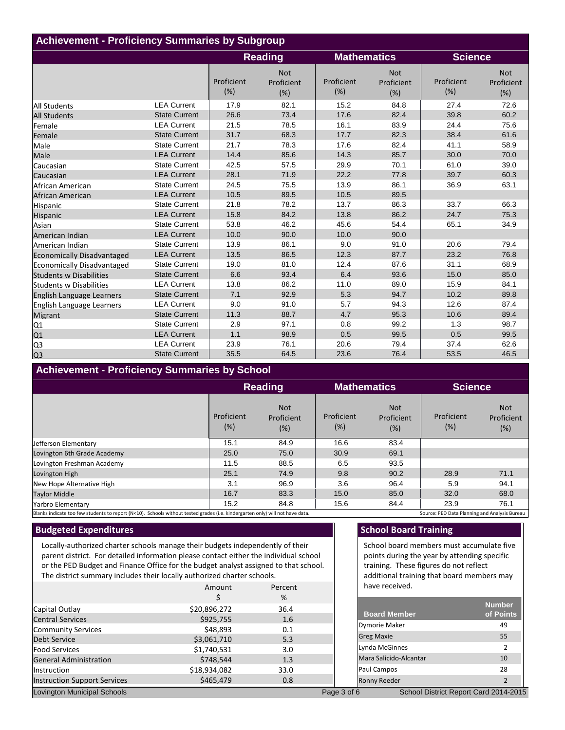## Achievement - Proficiency Summaries by Subgroup

| | | Reading | | Mathematics | | Science | |
|---|---|---|---|---|---|---|---|
| | | Proficient (%) | Not Proficient (%) | Proficient (%) | Not Proficient (%) | Proficient (%) | Not Proficient (%) |
| All Students | LEA Current | 17.9 | 82.1 | 15.2 | 84.8 | 27.4 | 72.6 |
| All Students | State Current | 26.6 | 73.4 | 17.6 | 82.4 | 39.8 | 60.2 |
| Female | LEA Current | 21.5 | 78.5 | 16.1 | 83.9 | 24.4 | 75.6 |
| Female | State Current | 31.7 | 68.3 | 17.7 | 82.3 | 38.4 | 61.6 |
| Male | State Current | 21.7 | 78.3 | 17.6 | 82.4 | 41.1 | 58.9 |
| Male | LEA Current | 14.4 | 85.6 | 14.3 | 85.7 | 30.0 | 70.0 |
| Caucasian | State Current | 42.5 | 57.5 | 29.9 | 70.1 | 61.0 | 39.0 |
| Caucasian | LEA Current | 28.1 | 71.9 | 22.2 | 77.8 | 39.7 | 60.3 |
| African American | State Current | 24.5 | 75.5 | 13.9 | 86.1 | 36.9 | 63.1 |
| African American | LEA Current | 10.5 | 89.5 | 10.5 | 89.5 | | |
| Hispanic | State Current | 21.8 | 78.2 | 13.7 | 86.3 | 33.7 | 66.3 |
| Hispanic | LEA Current | 15.8 | 84.2 | 13.8 | 86.2 | 24.7 | 75.3 |
| Asian | State Current | 53.8 | 46.2 | 45.6 | 54.4 | 65.1 | 34.9 |
| American Indian | LEA Current | 10.0 | 90.0 | 10.0 | 90.0 | | |
| American Indian | State Current | 13.9 | 86.1 | 9.0 | 91.0 | 20.6 | 79.4 |
| Economically Disadvantaged | LEA Current | 13.5 | 86.5 | 12.3 | 87.7 | 23.2 | 76.8 |
| Economically Disadvantaged | State Current | 19.0 | 81.0 | 12.4 | 87.6 | 31.1 | 68.9 |
| Students w Disabilities | State Current | 6.6 | 93.4 | 6.4 | 93.6 | 15.0 | 85.0 |
| Students w Disabilities | LEA Current | 13.8 | 86.2 | 11.0 | 89.0 | 15.9 | 84.1 |
| English Language Learners | State Current | 7.1 | 92.9 | 5.3 | 94.7 | 10.2 | 89.8 |
| English Language Learners | LEA Current | 9.0 | 91.0 | 5.7 | 94.3 | 12.6 | 87.4 |
| Migrant | State Current | 11.3 | 88.7 | 4.7 | 95.3 | 10.6 | 89.4 |
| Q1 | State Current | 2.9 | 97.1 | 0.8 | 99.2 | 1.3 | 98.7 |
| Q1 | LEA Current | 1.1 | 98.9 | 0.5 | 99.5 | 0.5 | 99.5 |
| Q3 | LEA Current | 23.9 | 76.1 | 20.6 | 79.4 | 37.4 | 62.6 |
| Q3 | State Current | 35.5 | 64.5 | 23.6 | 76.4 | 53.5 | 46.5 |

## Achievement - Proficiency Summaries by School

| | Reading | | Mathematics | | Science | |
|---|---|---|---|---|---|---|
| | Proficient (%) | Not Proficient (%) | Proficient (%) | Not Proficient (%) | Proficient (%) | Not Proficient (%) |
| Jefferson Elementary | 15.1 | 84.9 | 16.6 | 83.4 | | |
| Lovington 6th Grade Academy | 25.0 | 75.0 | 30.9 | 69.1 | | |
| Lovington Freshman Academy | 11.5 | 88.5 | 6.5 | 93.5 | | |
| Lovington High | 25.1 | 74.9 | 9.8 | 90.2 | 28.9 | 71.1 |
| New Hope Alternative High | 3.1 | 96.9 | 3.6 | 96.4 | 5.9 | 94.1 |
| Taylor Middle | 16.7 | 83.3 | 15.0 | 85.0 | 32.0 | 68.0 |
| Yarbro Elementary | 15.2 | 84.8 | 15.6 | 84.4 | 23.9 | 76.1 |

Blanks indicate too few students to report (N<10). Schools without tested grades (i.e. kindergarten only) will not have data.

Source: PED Data Planning and Analysis Bureau

## Budgeted Expenditures

Locally-authorized charter schools manage their budgets independently of their parent district. For detailed information please contact either the individual school or the PED Budget and Finance Office for the budget analyst assigned to that school. The district summary includes their locally authorized charter schools.

| | Amount $ | Percent % |
|---|---|---|
| Capital Outlay | $20,896,272 | 36.4 |
| Central Services | $925,755 | 1.6 |
| Community Services | $48,893 | 0.1 |
| Debt Service | $3,061,710 | 5.3 |
| Food Services | $1,740,531 | 3.0 |
| General Administration | $748,544 | 1.3 |
| Instruction | $18,934,082 | 33.0 |
| Instruction Support Services | $465,479 | 0.8 |

## School Board Training

School board members must accumulate five points during the year by attending specific training. These figures do not reflect additional training that board members may have received.

| Board Member | Number of Points |
|---|---|
| Dymorie Maker | 49 |
| Greg Maxie | 55 |
| Lynda McGinnes | 2 |
| Mara Salicido-Alcantar | 10 |
| Paul Campos | 28 |
| Ronny Reeder | 2 |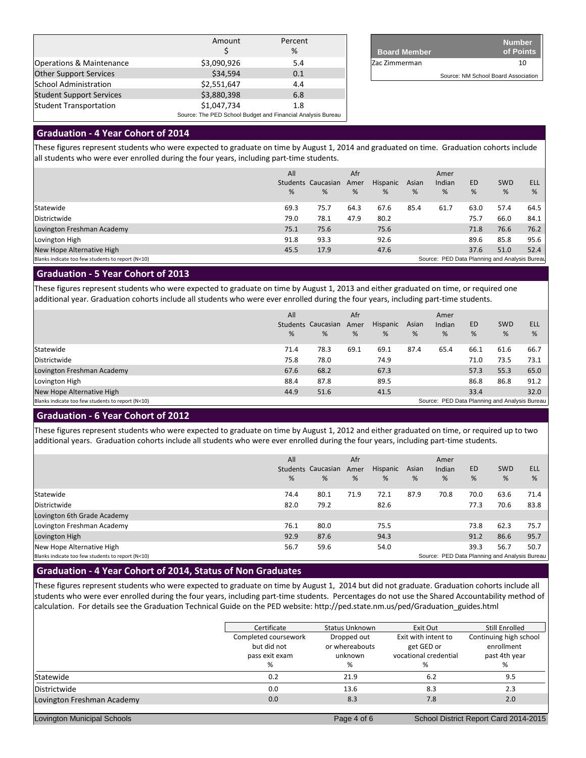| | Amount $ | Percent % |
|---|---|---|
| Operations & Maintenance | $3,090,926 | 5.4 |
| Other Support Services | $34,594 | 0.1 |
| School Administration | $2,551,647 | 4.4 |
| Student Support Services | $3,880,398 | 6.8 |
| Student Transportation | $1,047,734 | 1.8 |

Source: The PED School Budget and Financial Analysis Bureau

| Board Member | Number of Points |
|---|---|
| Zac Zimmerman | 10 |

Source: NM School Board Association

## Graduation - 4 Year Cohort of 2014

These figures represent students who were expected to graduate on time by August 1, 2014 and graduated on time. Graduation cohorts include all students who were ever enrolled during the four years, including part-time students.

| | All Students % | Caucasian % | Afr Amer % | Hispanic % | Asian % | Amer Indian % | ED % | SWD % | ELL % |
|---|---|---|---|---|---|---|---|---|---|
| Statewide | 69.3 | 75.7 | 64.3 | 67.6 | 85.4 | 61.7 | 63.0 | 57.4 | 64.5 |
| Districtwide | 79.0 | 78.1 | 47.9 | 80.2 | | | 75.7 | 66.0 | 84.1 |
| Lovington Freshman Academy | 75.1 | 75.6 | | 75.6 | | | 71.8 | 76.6 | 76.2 |
| Lovington High | 91.8 | 93.3 | | 92.6 | | | 89.6 | 85.8 | 95.6 |
| New Hope Alternative High | 45.5 | 17.9 | | 47.6 | | | 37.6 | 51.0 | 52.4 |

Blanks indicate too few students to report (N<10)

Source: PED Data Planning and Analysis Bureau

## Graduation - 5 Year Cohort of 2013

These figures represent students who were expected to graduate on time by August 1, 2013 and either graduated on time, or required one additional year. Graduation cohorts include all students who were ever enrolled during the four years, including part-time students.

| | All Students % | Caucasian % | Afr Amer % | Hispanic % | Asian % | Amer Indian % | ED % | SWD % | ELL % |
|---|---|---|---|---|---|---|---|---|---|
| Statewide | 71.4 | 78.3 | 69.1 | 69.1 | 87.4 | 65.4 | 66.1 | 61.6 | 66.7 |
| Districtwide | 75.8 | 78.0 | | 74.9 | | | 71.0 | 73.5 | 73.1 |
| Lovington Freshman Academy | 67.6 | 68.2 | | 67.3 | | | 57.3 | 55.3 | 65.0 |
| Lovington High | 88.4 | 87.8 | | 89.5 | | | 86.8 | 86.8 | 91.2 |
| New Hope Alternative High | 44.9 | 51.6 | | 41.5 | | | 33.4 | | 32.0 |

Blanks indicate too few students to report (N<10)

Source: PED Data Planning and Analysis Bureau

## Graduation - 6 Year Cohort of 2012

These figures represent students who were expected to graduate on time by August 1, 2012 and either graduated on time, or required up to two additional years. Graduation cohorts include all students who were ever enrolled during the four years, including part-time students.

| | All Students % | Caucasian % | Afr Amer % | Hispanic % | Asian % | Amer Indian % | ED % | SWD % | ELL % |
|---|---|---|---|---|---|---|---|---|---|
| Statewide | 74.4 | 80.1 | 71.9 | 72.1 | 87.9 | 70.8 | 70.0 | 63.6 | 71.4 |
| Districtwide | 82.0 | 79.2 | | 82.6 | | | 77.3 | 70.6 | 83.8 |
| Lovington 6th Grade Academy | | | | | | | | | |
| Lovington Freshman Academy | 76.1 | 80.0 | | 75.5 | | | 73.8 | 62.3 | 75.7 |
| Lovington High | 92.9 | 87.6 | | 94.3 | | | 91.2 | 86.6 | 95.7 |
| New Hope Alternative High | 56.7 | 59.6 | | 54.0 | | | 39.3 | 56.7 | 50.7 |

Blanks indicate too few students to report (N<10)

Source: PED Data Planning and Analysis Bureau

## Graduation - 4 Year Cohort of 2014, Status of Non Graduates

These figures represent students who were expected to graduate on time by August 1, 2014 but did not graduate. Graduation cohorts include all students who were ever enrolled during the four years, including part-time students. Percentages do not use the Shared Accountability method of calculation. For details see the Graduation Technical Guide on the PED website: http://ped.state.nm.us/ped/Graduation_guides.html

| | Certificate | Status Unknown | Exit Out | Still Enrolled |
|---|---|---|---|---|
| | Completed coursework but did not pass exit exam % | Dropped out or whereabouts unknown % | Exit with intent to get GED or vocational credential % | Continuing high school enrollment past 4th year % |
| Statewide | 0.2 | 21.9 | 6.2 | 9.5 |
| Districtwide | 0.0 | 13.6 | 8.3 | 2.3 |
| Lovington Freshman Academy | 0.0 | 8.3 | 7.8 | 2.0 |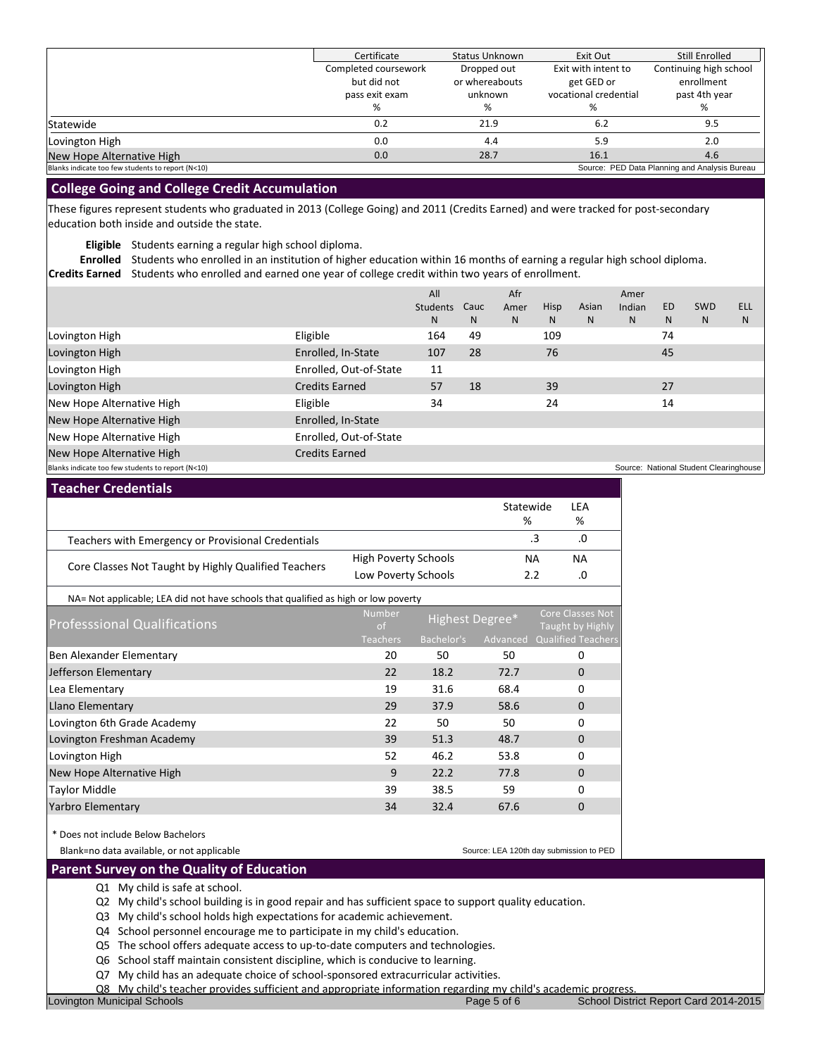| | Certificate | Status Unknown | Exit Out | Still Enrolled |
|---|---|---|---|---|
| | Completed coursework but did not pass exit exam % | Dropped out or whereabouts unknown % | Exit with intent to get GED or vocational credential % | Continuing high school enrollment past 4th year % |
| Statewide | 0.2 | 21.9 | 6.2 | 9.5 |
| Lovington High | 0.0 | 4.4 | 5.9 | 2.0 |
| New Hope Alternative High | 0.0 | 28.7 | 16.1 | 4.6 |

Blanks indicate too few students to report (N<10)

Source: PED Data Planning and Analysis Bureau

## College Going and College Credit Accumulation

These figures represent students who graduated in 2013 (College Going) and 2011 (Credits Earned) and were tracked for post-secondary education both inside and outside the state.

**Eligible** Students earning a regular high school diploma.
**Enrolled** Students who enrolled in an institution of higher education within 16 months of earning a regular high school diploma.
**Credits Earned** Students who enrolled and earned one year of college credit within two years of enrollment.

| | | All Students N | Cauc N | Afr Amer N | Hisp N | Asian N | Amer Indian N | ED N | SWD N | ELL N |
|---|---|---|---|---|---|---|---|---|---|---|
| Lovington High | Eligible | 164 | 49 | | 109 | | | 74 | | |
| Lovington High | Enrolled, In-State | 107 | 28 | | 76 | | | 45 | | |
| Lovington High | Enrolled, Out-of-State | 11 | | | | | | | | |
| Lovington High | Credits Earned | 57 | 18 | | 39 | | | 27 | | |
| New Hope Alternative High | Eligible | 34 | | | 24 | | | 14 | | |
| New Hope Alternative High | Enrolled, In-State | | | | | | | | | |
| New Hope Alternative High | Enrolled, Out-of-State | | | | | | | | | |
| New Hope Alternative High | Credits Earned | | | | | | | | | |

Blanks indicate too few students to report (N<10)

Source: National Student Clearinghouse

## Teacher Credentials

| | | Statewide % | LEA % |
|---|---|---|---|
| Teachers with Emergency or Provisional Credentials | | .3 | .0 |
| Core Classes Not Taught by Highly Qualified Teachers | High Poverty Schools | NA | NA |
| | Low Poverty Schools | 2.2 | .0 |

NA= Not applicable; LEA did not have schools that qualified as high or low poverty

| Professsional Qualifications | Number of Teachers | Highest Degree* Bachelor's | Highest Degree* Advanced | Core Classes Not Taught by Highly Qualified Teachers |
|---|---|---|---|---|
| Ben Alexander Elementary | 20 | 50 | 50 | 0 |
| Jefferson Elementary | 22 | 18.2 | 72.7 | 0 |
| Lea Elementary | 19 | 31.6 | 68.4 | 0 |
| Llano Elementary | 29 | 37.9 | 58.6 | 0 |
| Lovington 6th Grade Academy | 22 | 50 | 50 | 0 |
| Lovington Freshman Academy | 39 | 51.3 | 48.7 | 0 |
| Lovington High | 52 | 46.2 | 53.8 | 0 |
| New Hope Alternative High | 9 | 22.2 | 77.8 | 0 |
| Taylor Middle | 39 | 38.5 | 59 | 0 |
| Yarbro Elementary | 34 | 32.4 | 67.6 | 0 |

\* Does not include Below Bachelors

Blank=no data available, or not applicable

Source: LEA 120th day submission to PED

## Parent Survey on the Quality of Education

Q1 My child is safe at school.
Q2 My child's school building is in good repair and has sufficient space to support quality education.
Q3 My child's school holds high expectations for academic achievement.
Q4 School personnel encourage me to participate in my child's education.
Q5 The school offers adequate access to up-to-date computers and technologies.
Q6 School staff maintain consistent discipline, which is conducive to learning.
Q7 My child has an adequate choice of school-sponsored extracurricular activities.
Q8 My child's teacher provides sufficient and appropriate information regarding my child's academic progress.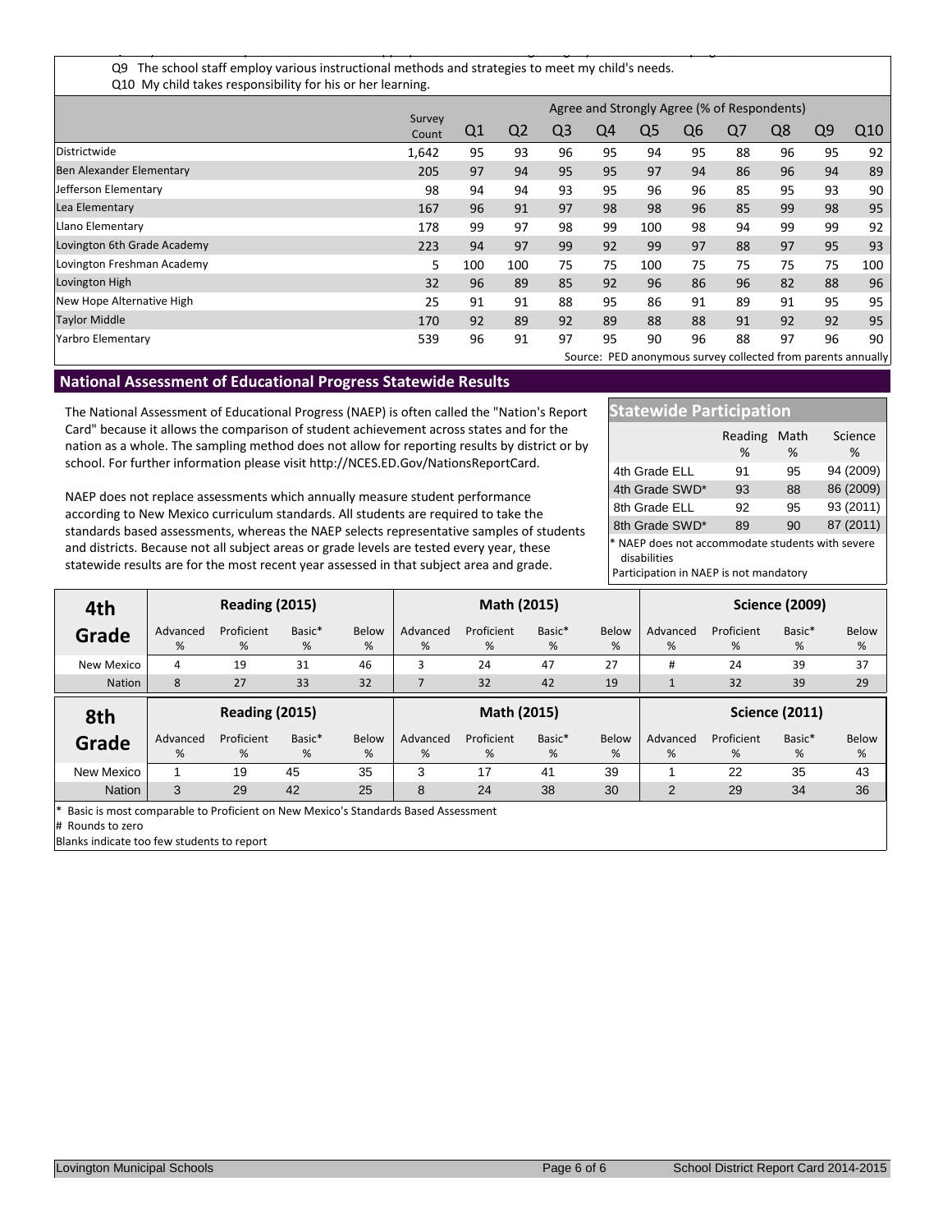Q9 The school staff employ various instructional methods and strategies to meet my child's needs.

Q10 My child takes responsibility for his or her learning.

| | Survey Count | Agree and Strongly Agree (% of Respondents) | | | | | | | | | |
|---|---|---|---|---|---|---|---|---|---|---|---|
| | | Q1 | Q2 | Q3 | Q4 | Q5 | Q6 | Q7 | Q8 | Q9 | Q10 |
| Districtwide | 1,642 | 95 | 93 | 96 | 95 | 94 | 95 | 88 | 96 | 95 | 92 |
| Ben Alexander Elementary | 205 | 97 | 94 | 95 | 95 | 97 | 94 | 86 | 96 | 94 | 89 |
| Jefferson Elementary | 98 | 94 | 94 | 93 | 95 | 96 | 96 | 85 | 95 | 93 | 90 |
| Lea Elementary | 167 | 96 | 91 | 97 | 98 | 98 | 96 | 85 | 99 | 98 | 95 |
| Llano Elementary | 178 | 99 | 97 | 98 | 99 | 100 | 98 | 94 | 99 | 99 | 92 |
| Lovington 6th Grade Academy | 223 | 94 | 97 | 99 | 92 | 99 | 97 | 88 | 97 | 95 | 93 |
| Lovington Freshman Academy | 5 | 100 | 100 | 75 | 75 | 100 | 75 | 75 | 75 | 75 | 100 |
| Lovington High | 32 | 96 | 89 | 85 | 92 | 96 | 86 | 96 | 82 | 88 | 96 |
| New Hope Alternative High | 25 | 91 | 91 | 88 | 95 | 86 | 91 | 89 | 91 | 95 | 95 |
| Taylor Middle | 170 | 92 | 89 | 92 | 89 | 88 | 88 | 91 | 92 | 92 | 95 |
| Yarbro Elementary | 539 | 96 | 91 | 97 | 95 | 90 | 96 | 88 | 97 | 96 | 90 |

Source: PED anonymous survey collected from parents annually

## National Assessment of Educational Progress Statewide Results

The National Assessment of Educational Progress (NAEP) is often called the "Nation's Report Card" because it allows the comparison of student achievement across states and for the nation as a whole. The sampling method does not allow for reporting results by district or by school. For further information please visit http://NCES.ED.Gov/NationsReportCard.

NAEP does not replace assessments which annually measure student performance according to New Mexico curriculum standards. All students are required to take the standards based assessments, whereas the NAEP selects representative samples of students and districts. Because not all subject areas or grade levels are tested every year, these statewide results are for the most recent year assessed in that subject area and grade.

### Statewide Participation

| | Reading % | Math % | Science % |
|---|---|---|---|
| 4th Grade ELL | 91 | 95 | 94 (2009) |
| 4th Grade SWD* | 93 | 88 | 86 (2009) |
| 8th Grade ELL | 92 | 95 | 93 (2011) |
| 8th Grade SWD* | 89 | 90 | 87 (2011) |

* NAEP does not accommodate students with severe disabilities

Participation in NAEP is not mandatory

| 4th Grade | Reading (2015) | | | | Math (2015) | | | | Science (2009) | | | |
|---|---|---|---|---|---|---|---|---|---|---|---|---|
| | Advanced % | Proficient % | Basic* % | Below % | Advanced % | Proficient % | Basic* % | Below % | Advanced % | Proficient % | Basic* % | Below % |
| New Mexico | 4 | 19 | 31 | 46 | 3 | 24 | 47 | 27 | # | 24 | 39 | 37 |
| Nation | 8 | 27 | 33 | 32 | 7 | 32 | 42 | 19 | 1 | 32 | 39 | 29 |

| 8th Grade | Reading (2015) | | | | Math (2015) | | | | Science (2011) | | | |
|---|---|---|---|---|---|---|---|---|---|---|---|---|
| | Advanced % | Proficient % | Basic* % | Below % | Advanced % | Proficient % | Basic* % | Below % | Advanced % | Proficient % | Basic* % | Below % |
| New Mexico | 1 | 19 | 45 | 35 | 3 | 17 | 41 | 39 | 1 | 22 | 35 | 43 |
| Nation | 3 | 29 | 42 | 25 | 8 | 24 | 38 | 30 | 2 | 29 | 34 | 36 |

* Basic is most comparable to Proficient on New Mexico's Standards Based Assessment

# Rounds to zero

Blanks indicate too few students to report